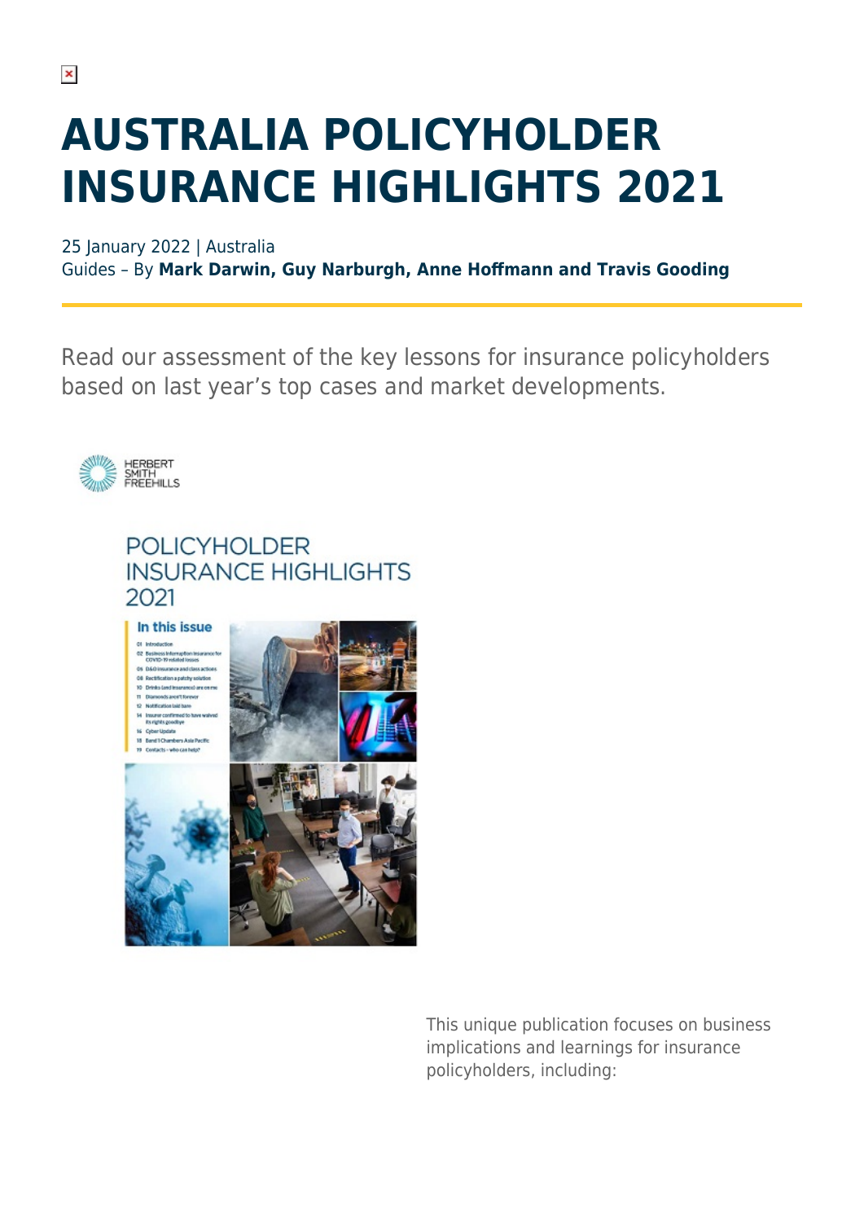# AUSTRALIA POLICYHOLDER INSURANCE HIGHLIGHTS 2021

25 January 2022 | Australia
Guides – By **Mark Darwin, Guy Narburgh, Anne Hoffmann and Travis Gooding**

Read our assessment of the key lessons for insurance policyholders based on last year's top cases and market developments.

This unique publication focuses on business implications and learnings for insurance policyholders, including: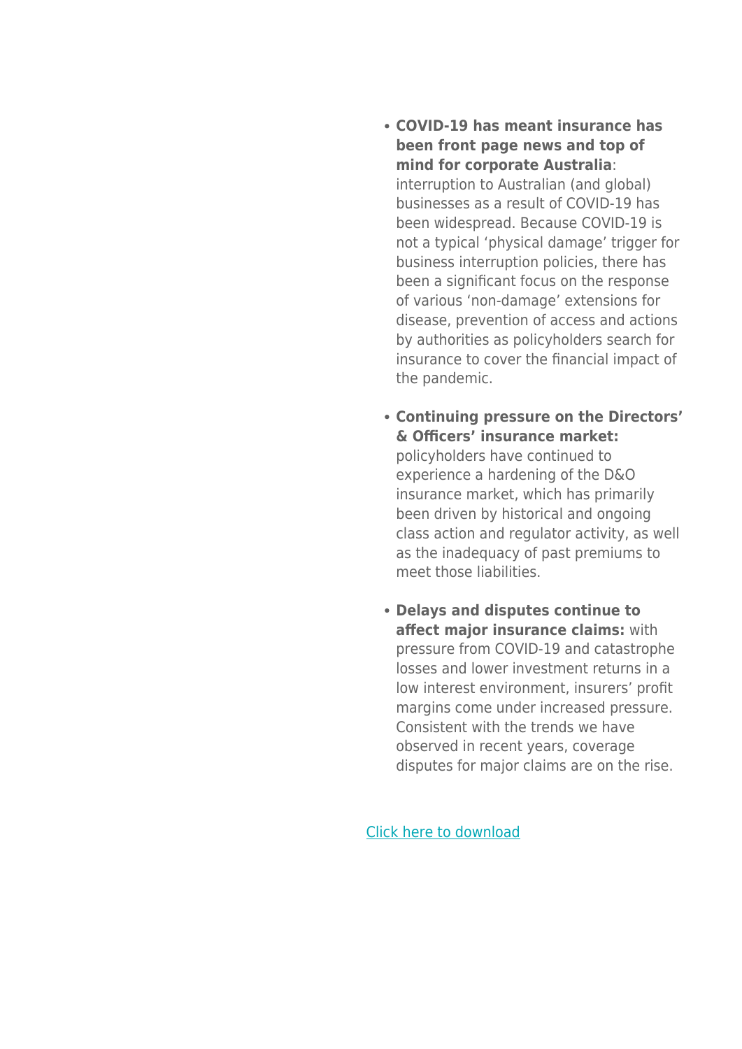- **COVID-19 has meant insurance has been front page news and top of mind for corporate Australia**: interruption to Australian (and global) businesses as a result of COVID-19 has been widespread. Because COVID-19 is not a typical 'physical damage' trigger for business interruption policies, there has been a significant focus on the response of various 'non-damage' extensions for disease, prevention of access and actions by authorities as policyholders search for insurance to cover the financial impact of the pandemic.

- **Continuing pressure on the Directors' & Officers' insurance market:** policyholders have continued to experience a hardening of the D&O insurance market, which has primarily been driven by historical and ongoing class action and regulator activity, as well as the inadequacy of past premiums to meet those liabilities.

- **Delays and disputes continue to affect major insurance claims:** with pressure from COVID-19 and catastrophe losses and lower investment returns in a low interest environment, insurers' profit margins come under increased pressure. Consistent with the trends we have observed in recent years, coverage disputes for major claims are on the rise.

Click here to download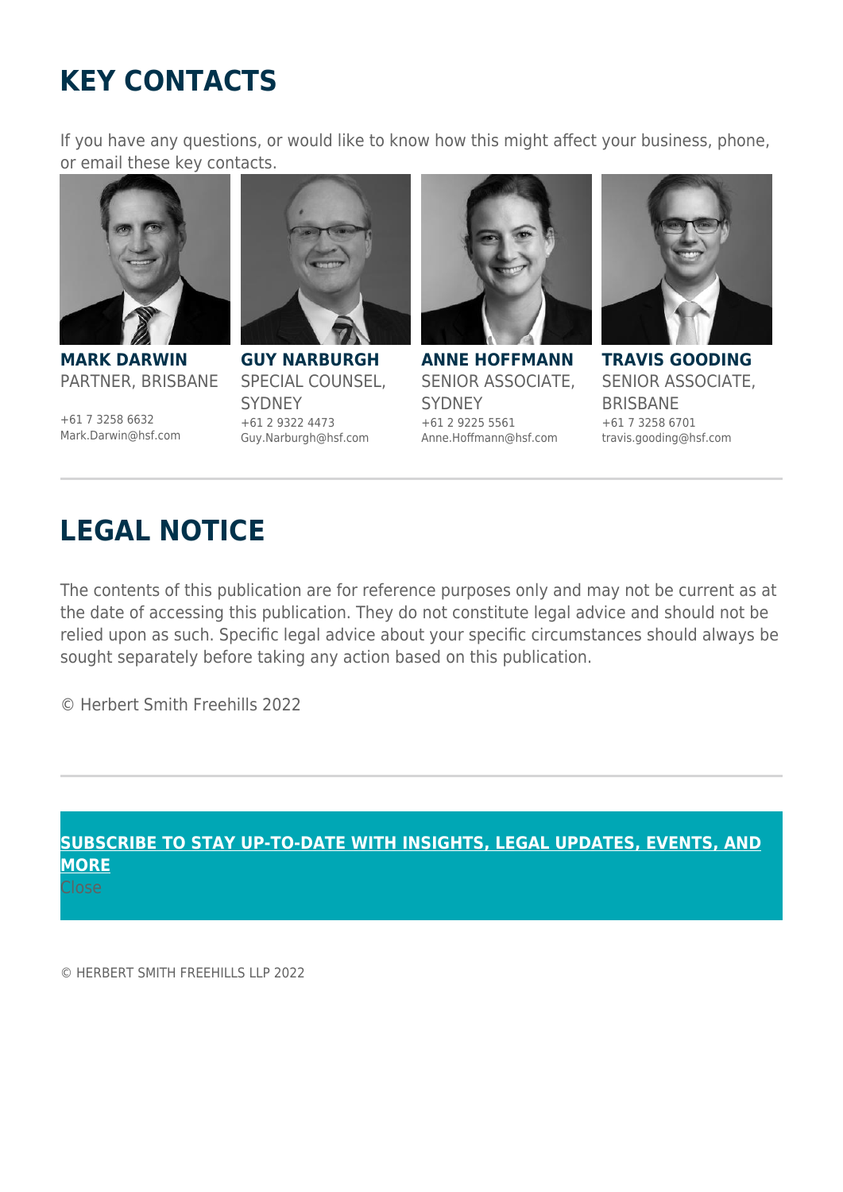## KEY CONTACTS

If you have any questions, or would like to know how this might affect your business, phone, or email these key contacts.

**MARK DARWIN**
PARTNER, BRISBANE

+61 7 3258 6632
Mark.Darwin@hsf.com

**GUY NARBURGH**
SPECIAL COUNSEL, SYDNEY

+61 2 9322 4473
Guy.Narburgh@hsf.com

**ANNE HOFFMANN**
SENIOR ASSOCIATE, SYDNEY

+61 2 9225 5561
Anne.Hoffmann@hsf.com

**TRAVIS GOODING**
SENIOR ASSOCIATE, BRISBANE

+61 7 3258 6701
travis.gooding@hsf.com

## LEGAL NOTICE

The contents of this publication are for reference purposes only and may not be current as at the date of accessing this publication. They do not constitute legal advice and should not be relied upon as such. Specific legal advice about your specific circumstances should always be sought separately before taking any action based on this publication.

© Herbert Smith Freehills 2022

**SUBSCRIBE TO STAY UP-TO-DATE WITH INSIGHTS, LEGAL UPDATES, EVENTS, AND MORE**

Close

© HERBERT SMITH FREEHILLS LLP 2022